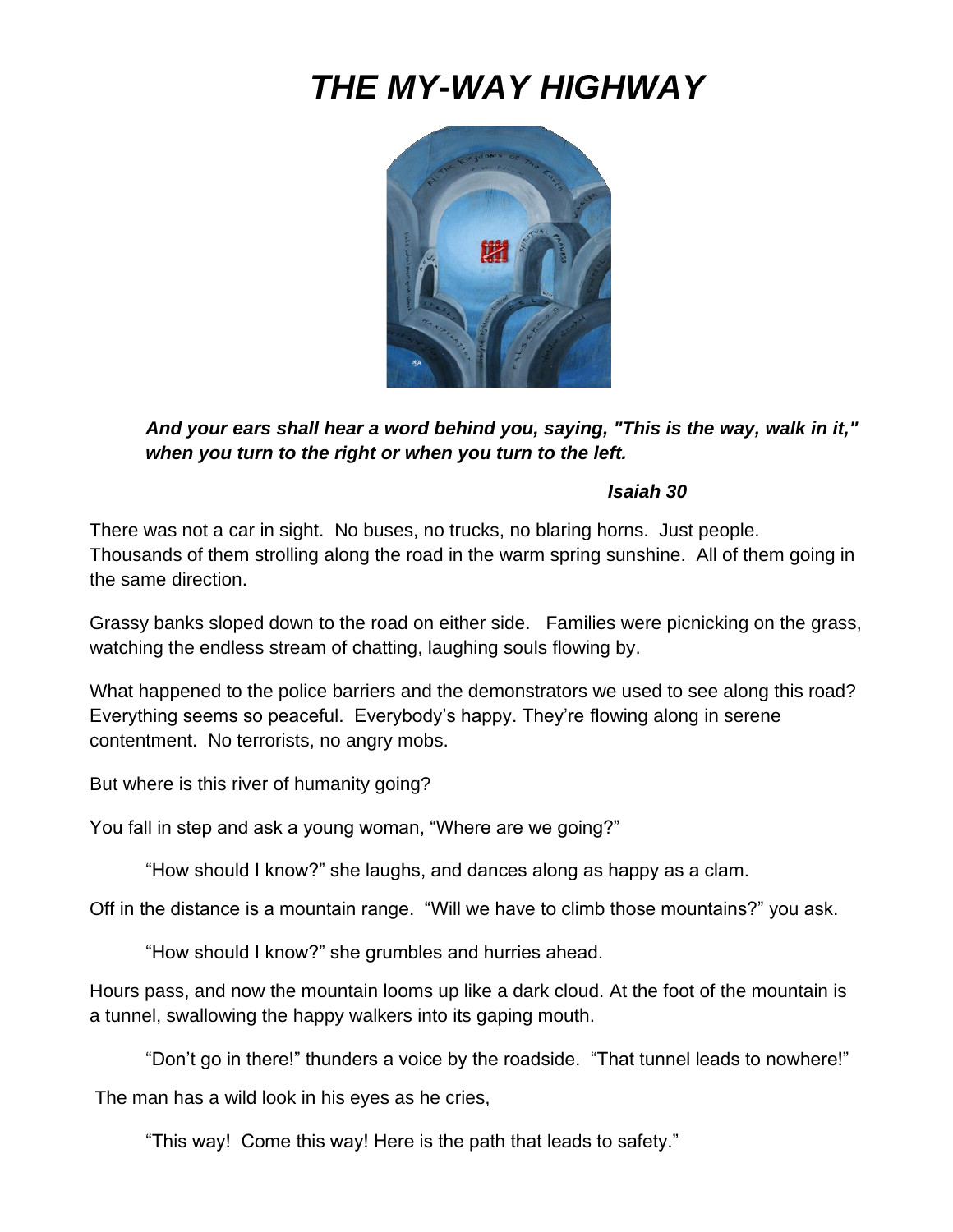# *THE MY-WAY HIGHWAY*

***And your ears shall hear a word behind you, saying, "This is the way, walk in it," when you turn to the right or when you turn to the left.***

***Isaiah 30***

There was not a car in sight. No buses, no trucks, no blaring horns. Just people. Thousands of them strolling along the road in the warm spring sunshine. All of them going in the same direction.

Grassy banks sloped down to the road on either side. Families were picnicking on the grass, watching the endless stream of chatting, laughing souls flowing by.

What happened to the police barriers and the demonstrators we used to see along this road? Everything seems so peaceful. Everybody's happy. They're flowing along in serene contentment. No terrorists, no angry mobs.

But where is this river of humanity going?

You fall in step and ask a young woman, "Where are we going?"

"How should I know?" she laughs, and dances along as happy as a clam.

Off in the distance is a mountain range. "Will we have to climb those mountains?" you ask.

"How should I know?" she grumbles and hurries ahead.

Hours pass, and now the mountain looms up like a dark cloud. At the foot of the mountain is a tunnel, swallowing the happy walkers into its gaping mouth.

"Don't go in there!" thunders a voice by the roadside. "That tunnel leads to nowhere!"

The man has a wild look in his eyes as he cries,

"This way! Come this way! Here is the path that leads to safety."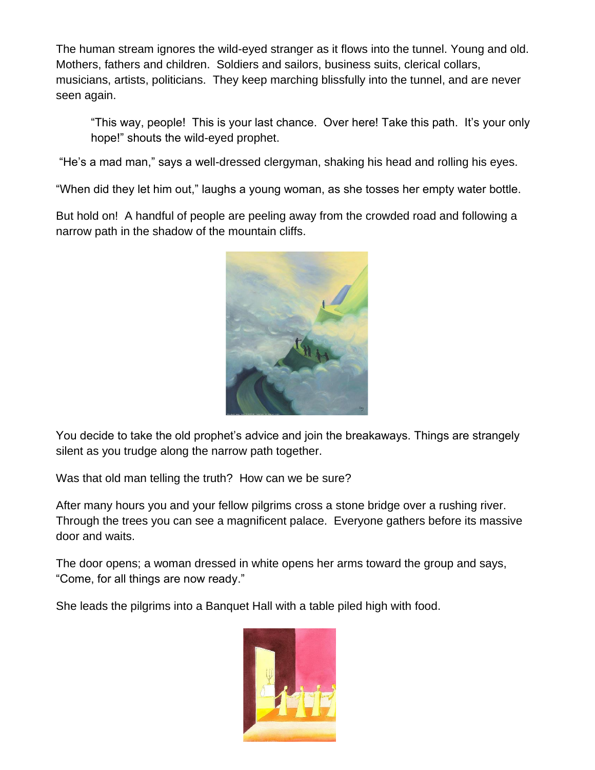The human stream ignores the wild-eyed stranger as it flows into the tunnel. Young and old. Mothers, fathers and children. Soldiers and sailors, business suits, clerical collars, musicians, artists, politicians. They keep marching blissfully into the tunnel, and are never seen again.

> "This way, people! This is your last chance. Over here! Take this path. It's your only hope!" shouts the wild-eyed prophet.

"He's a mad man," says a well-dressed clergyman, shaking his head and rolling his eyes.

"When did they let him out," laughs a young woman, as she tosses her empty water bottle.

But hold on! A handful of people are peeling away from the crowded road and following a narrow path in the shadow of the mountain cliffs.

You decide to take the old prophet's advice and join the breakaways. Things are strangely silent as you trudge along the narrow path together.

Was that old man telling the truth? How can we be sure?

After many hours you and your fellow pilgrims cross a stone bridge over a rushing river. Through the trees you can see a magnificent palace. Everyone gathers before its massive door and waits.

The door opens; a woman dressed in white opens her arms toward the group and says, "Come, for all things are now ready."

She leads the pilgrims into a Banquet Hall with a table piled high with food.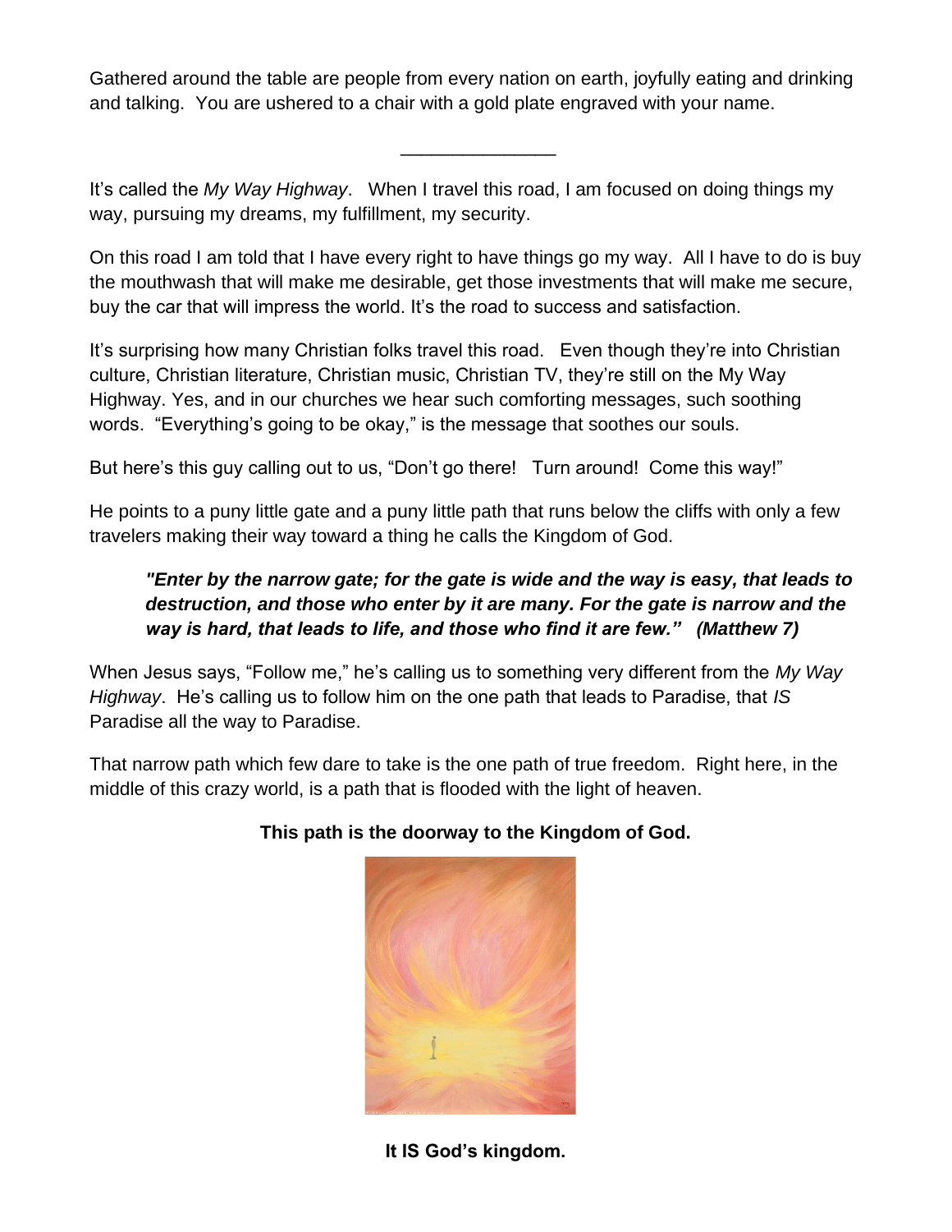Gathered around the table are people from every nation on earth, joyfully eating and drinking and talking. You are ushered to a chair with a gold plate engraved with your name.

---

It's called the *My Way Highway*. When I travel this road, I am focused on doing things my way, pursuing my dreams, my fulfillment, my security.

On this road I am told that I have every right to have things go my way. All I have to do is buy the mouthwash that will make me desirable, get those investments that will make me secure, buy the car that will impress the world. It's the road to success and satisfaction.

It's surprising how many Christian folks travel this road. Even though they're into Christian culture, Christian literature, Christian music, Christian TV, they're still on the My Way Highway. Yes, and in our churches we hear such comforting messages, such soothing words. "Everything's going to be okay," is the message that soothes our souls.

But here's this guy calling out to us, "Don't go there! Turn around! Come this way!"

He points to a puny little gate and a puny little path that runs below the cliffs with only a few travelers making their way toward a thing he calls the Kingdom of God.

> ***"Enter by the narrow gate; for the gate is wide and the way is easy, that leads to destruction, and those who enter by it are many. For the gate is narrow and the way is hard, that leads to life, and those who find it are few." (Matthew 7)***

When Jesus says, "Follow me," he's calling us to something very different from the *My Way Highway*. He's calling us to follow him on the one path that leads to Paradise, that *IS* Paradise all the way to Paradise.

That narrow path which few dare to take is the one path of true freedom. Right here, in the middle of this crazy world, is a path that is flooded with the light of heaven.

**This path is the doorway to the Kingdom of God.**

**It IS God's kingdom.**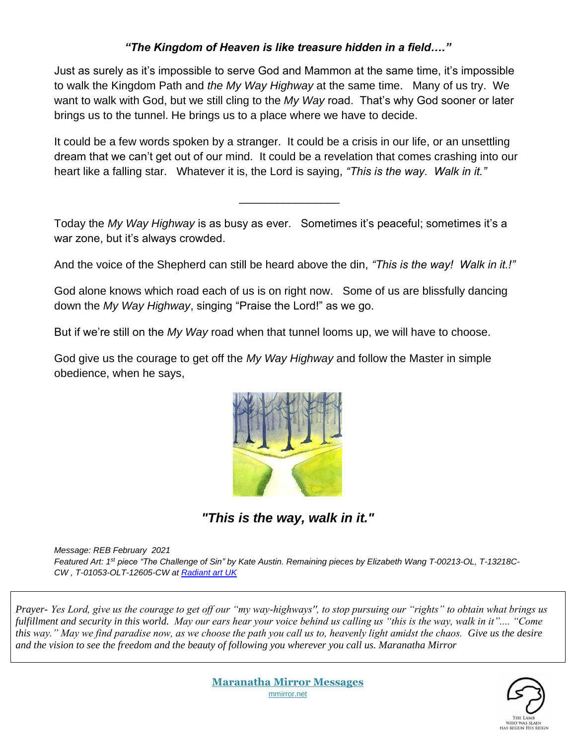***"The Kingdom of Heaven is like treasure hidden in a field…."***

Just as surely as it's impossible to serve God and Mammon at the same time, it's impossible to walk the Kingdom Path and *the My Way Highway* at the same time. Many of us try. We want to walk with God, but we still cling to the *My Way* road. That's why God sooner or later brings us to the tunnel. He brings us to a place where we have to decide.

It could be a few words spoken by a stranger. It could be a crisis in our life, or an unsettling dream that we can't get out of our mind. It could be a revelation that comes crashing into our heart like a falling star. Whatever it is, the Lord is saying, *"This is the way. Walk in it."*

---

Today the *My Way Highway* is as busy as ever. Sometimes it's peaceful; sometimes it's a war zone, but it's always crowded.

And the voice of the Shepherd can still be heard above the din, *"This is the way! Walk in it.!"*

God alone knows which road each of us is on right now. Some of us are blissfully dancing down the *My Way Highway*, singing "Praise the Lord!" as we go.

But if we're still on the *My Way* road when that tunnel looms up, we will have to choose.

God give us the courage to get off the *My Way Highway* and follow the Master in simple obedience, when he says,

***"This is the way, walk in it."***

*Message: REB February 2021*
*Featured Art: 1st piece "The Challenge of Sin" by Kate Austin. Remaining pieces by Elizabeth Wang T-00213-OL, T-13218C-CW , T-01053-OLT-12605-CW at [Radiant art UK](Radiant art UK)*

*Prayer- Yes Lord, give us the courage to get off our "my way-highways", to stop pursuing our "rights" to obtain what brings us fulfillment and security in this world. May our ears hear your voice behind us calling us "this is the way, walk in it".... "Come this way." May we find paradise now, as we choose the path you call us to, heavenly light amidst the chaos. Give us the desire and the vision to see the freedom and the beauty of following you wherever you call us. Maranatha Mirror*

**Maranatha Mirror Messages**
mmirror.net

THE LAMB WHO WAS SLAIN HAS BEGUN HIS REIGN